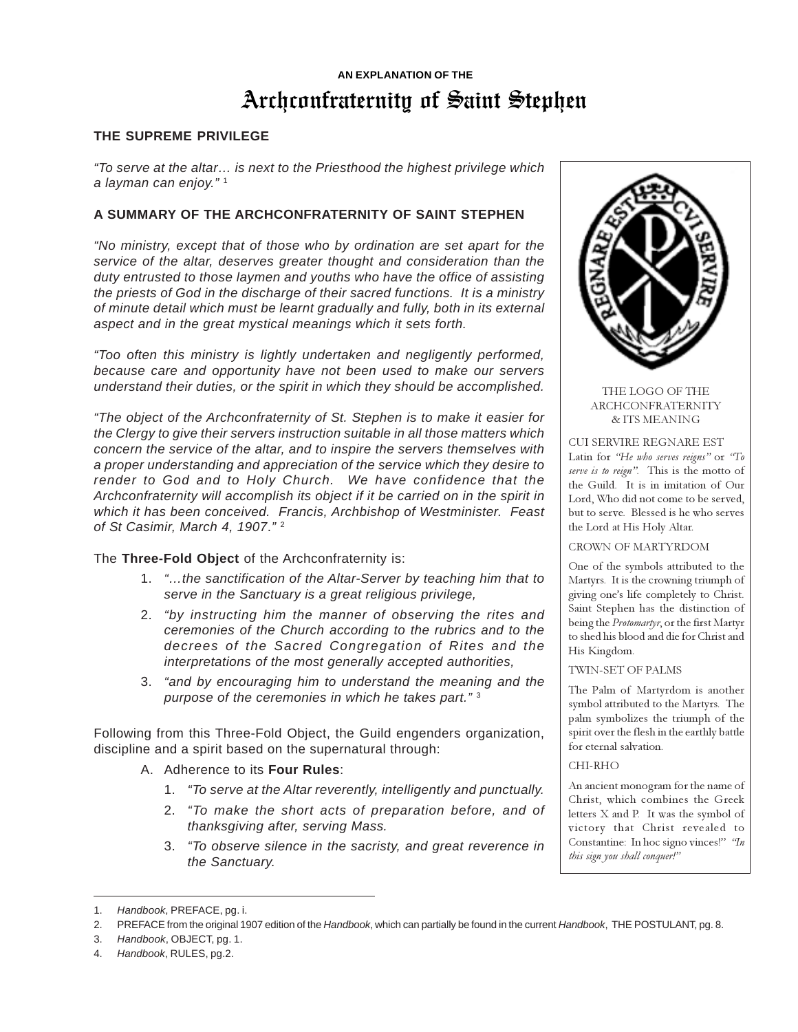AN EXPLANATION OF THE

# Archconfraternity of Saint Stephen

## THE SUPREME PRIVILEGE

*"To serve at the altar… is next to the Priesthood the highest privilege which a layman can enjoy."* [1]

## A SUMMARY OF THE ARCHCONFRATERNITY OF SAINT STEPHEN

*"No ministry, except that of those who by ordination are set apart for the service of the altar, deserves greater thought and consideration than the duty entrusted to those laymen and youths who have the office of assisting the priests of God in the discharge of their sacred functions. It is a ministry of minute detail which must be learnt gradually and fully, both in its external aspect and in the great mystical meanings which it sets forth.*

*"Too often this ministry is lightly undertaken and negligently performed, because care and opportunity have not been used to make our servers understand their duties, or the spirit in which they should be accomplished.*

*"The object of the Archconfraternity of St. Stephen is to make it easier for the Clergy to give their servers instruction suitable in all those matters which concern the service of the altar, and to inspire the servers themselves with a proper understanding and appreciation of the service which they desire to render to God and to Holy Church. We have confidence that the Archconfraternity will accomplish its object if it be carried on in the spirit in which it has been conceived. Francis, Archbishop of Westminister. Feast of St Casimir, March 4, 1907."* [2]

The **Three-Fold Object** of the Archconfraternity is:

1. *"…the sanctification of the Altar-Server by teaching him that to serve in the Sanctuary is a great religious privilege,*
2. *"by instructing him the manner of observing the rites and ceremonies of the Church according to the rubrics and to the decrees of the Sacred Congregation of Rites and the interpretations of the most generally accepted authorities,*
3. *"and by encouraging him to understand the meaning and the purpose of the ceremonies in which he takes part."* [3]

Following from this Three-Fold Object, the Guild engenders organization, discipline and a spirit based on the supernatural through:

A. Adherence to its **Four Rules**:
   1. *"To serve at the Altar reverently, intelligently and punctually.*
   2. *"To make the short acts of preparation before, and of thanksgiving after, serving Mass.*
   3. *"To observe silence in the sacristy, and great reverence in the Sanctuary.*

THE LOGO OF THE ARCHCONFRATERNITY & ITS MEANING

CUI SERVIRE REGNARE EST

Latin for *"He who serves reigns"* or *"To serve is to reign".* This is the motto of the Guild. It is in imitation of Our Lord, Who did not come to be served, but to serve. Blessed is he who serves the Lord at His Holy Altar.

CROWN OF MARTYRDOM

One of the symbols attributed to the Martyrs. It is the crowning triumph of giving one's life completely to Christ. Saint Stephen has the distinction of being the *Protomartyr*, or the first Martyr to shed his blood and die for Christ and His Kingdom.

TWIN-SET OF PALMS

The Palm of Martyrdom is another symbol attributed to the Martyrs. The palm symbolizes the triumph of the spirit over the flesh in the earthly battle for eternal salvation.

CHI-RHO

An ancient monogram for the name of Christ, which combines the Greek letters X and P. It was the symbol of victory that Christ revealed to Constantine: In hoc signo vinces!" *"In this sign you shall conquer!"*

---

1. *Handbook*, PREFACE, pg. i.
2. PREFACE from the original 1907 edition of the *Handbook*, which can partially be found in the current *Handbook*, THE POSTULANT, pg. 8.
3. *Handbook*, OBJECT, pg. 1.
4. *Handbook*, RULES, pg.2.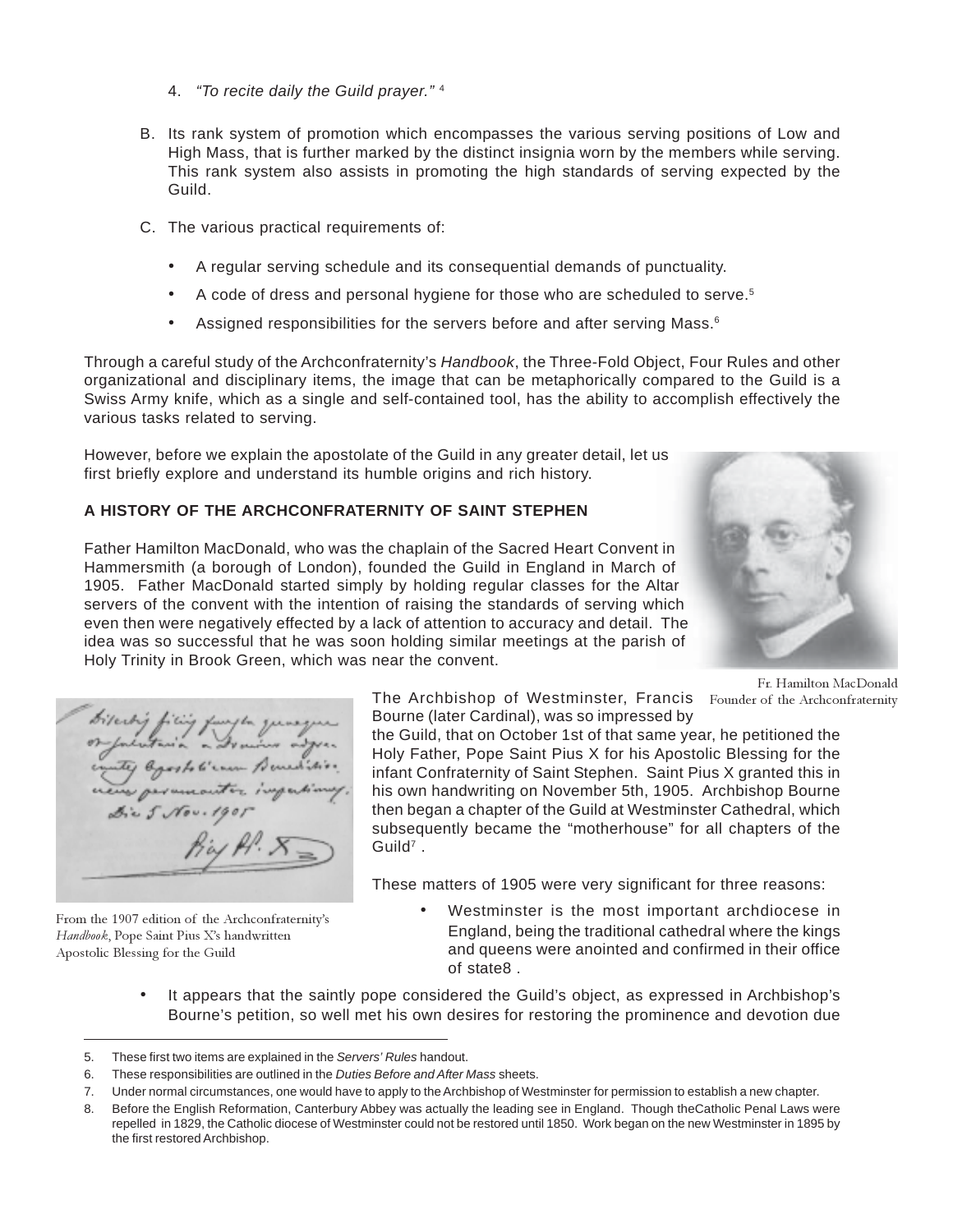4. *"To recite daily the Guild prayer."* [4]

B. Its rank system of promotion which encompasses the various serving positions of Low and High Mass, that is further marked by the distinct insignia worn by the members while serving. This rank system also assists in promoting the high standards of serving expected by the Guild.

C. The various practical requirements of:

- A regular serving schedule and its consequential demands of punctuality.
- A code of dress and personal hygiene for those who are scheduled to serve.[5]
- Assigned responsibilities for the servers before and after serving Mass.[6]

Through a careful study of the Archconfraternity's *Handbook*, the Three-Fold Object, Four Rules and other organizational and disciplinary items, the image that can be metaphorically compared to the Guild is a Swiss Army knife, which as a single and self-contained tool, has the ability to accomplish effectively the various tasks related to serving.

However, before we explain the apostolate of the Guild in any greater detail, let us first briefly explore and understand its humble origins and rich history.

**A HISTORY OF THE ARCHCONFRATERNITY OF SAINT STEPHEN**

Father Hamilton MacDonald, who was the chaplain of the Sacred Heart Convent in Hammersmith (a borough of London), founded the Guild in England in March of 1905. Father MacDonald started simply by holding regular classes for the Altar servers of the convent with the intention of raising the standards of serving which even then were negatively effected by a lack of attention to accuracy and detail. The idea was so successful that he was soon holding similar meetings at the parish of Holy Trinity in Brook Green, which was near the convent.

Fr. Hamilton MacDonald
Founder of the Archconfraternity

The Archbishop of Westminster, Francis Bourne (later Cardinal), was so impressed by the Guild, that on October 1st of that same year, he petitioned the Holy Father, Pope Saint Pius X for his Apostolic Blessing for the infant Confraternity of Saint Stephen. Saint Pius X granted this in his own handwriting on November 5th, 1905. Archbishop Bourne then began a chapter of the Guild at Westminster Cathedral, which subsequently became the "motherhouse" for all chapters of the Guild[7] .

From the 1907 edition of the Archconfraternity's *Handbook*, Pope Saint Pius X's handwritten Apostolic Blessing for the Guild

These matters of 1905 were very significant for three reasons:

- Westminster is the most important archdiocese in England, being the traditional cathedral where the kings and queens were anointed and confirmed in their office of state8 .
- It appears that the saintly pope considered the Guild's object, as expressed in Archbishop's Bourne's petition, so well met his own desires for restoring the prominence and devotion due

---

5. These first two items are explained in the *Servers' Rules* handout.
6. These responsibilities are outlined in the *Duties Before and After Mass* sheets.
7. Under normal circumstances, one would have to apply to the Archbishop of Westminster for permission to establish a new chapter.
8. Before the English Reformation, Canterbury Abbey was actually the leading see in England. Though theCatholic Penal Laws were repelled in 1829, the Catholic diocese of Westminster could not be restored until 1850. Work began on the new Westminster in 1895 by the first restored Archbishop.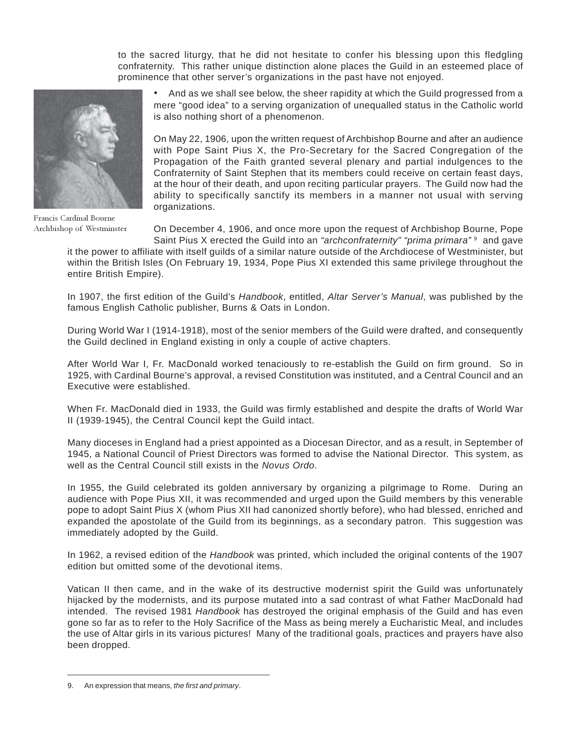to the sacred liturgy, that he did not hesitate to confer his blessing upon this fledgling confraternity. This rather unique distinction alone places the Guild in an esteemed place of prominence that other server's organizations in the past have not enjoyed.

- And as we shall see below, the sheer rapidity at which the Guild progressed from a mere "good idea" to a serving organization of unequalled status in the Catholic world is also nothing short of a phenomenon.

Francis Cardinal Bourne
Archbishop of Westminster

On May 22, 1906, upon the written request of Archbishop Bourne and after an audience with Pope Saint Pius X, the Pro-Secretary for the Sacred Congregation of the Propagation of the Faith granted several plenary and partial indulgences to the Confraternity of Saint Stephen that its members could receive on certain feast days, at the hour of their death, and upon reciting particular prayers. The Guild now had the ability to specifically sanctify its members in a manner not usual with serving organizations.

On December 4, 1906, and once more upon the request of Archbishop Bourne, Pope Saint Pius X erected the Guild into an *"archconfraternity" "prima primara"* [9] and gave it the power to affiliate with itself guilds of a similar nature outside of the Archdiocese of Westminister, but within the British Isles (On February 19, 1934, Pope Pius XI extended this same privilege throughout the entire British Empire).

In 1907, the first edition of the Guild's *Handbook*, entitled, *Altar Server's Manual*, was published by the famous English Catholic publisher, Burns & Oats in London.

During World War I (1914-1918), most of the senior members of the Guild were drafted, and consequently the Guild declined in England existing in only a couple of active chapters.

After World War I, Fr. MacDonald worked tenaciously to re-establish the Guild on firm ground. So in 1925, with Cardinal Bourne's approval, a revised Constitution was instituted, and a Central Council and an Executive were established.

When Fr. MacDonald died in 1933, the Guild was firmly established and despite the drafts of World War II (1939-1945), the Central Council kept the Guild intact.

Many dioceses in England had a priest appointed as a Diocesan Director, and as a result, in September of 1945, a National Council of Priest Directors was formed to advise the National Director. This system, as well as the Central Council still exists in the *Novus Ordo*.

In 1955, the Guild celebrated its golden anniversary by organizing a pilgrimage to Rome. During an audience with Pope Pius XII, it was recommended and urged upon the Guild members by this venerable pope to adopt Saint Pius X (whom Pius XII had canonized shortly before), who had blessed, enriched and expanded the apostolate of the Guild from its beginnings, as a secondary patron. This suggestion was immediately adopted by the Guild.

In 1962, a revised edition of the *Handbook* was printed, which included the original contents of the 1907 edition but omitted some of the devotional items.

Vatican II then came, and in the wake of its destructive modernist spirit the Guild was unfortunately hijacked by the modernists, and its purpose mutated into a sad contrast of what Father MacDonald had intended. The revised 1981 *Handbook* has destroyed the original emphasis of the Guild and has even gone so far as to refer to the Holy Sacrifice of the Mass as being merely a Eucharistic Meal, and includes the use of Altar girls in its various pictures! Many of the traditional goals, practices and prayers have also been dropped.

---

9. An expression that means, *the first and primary*.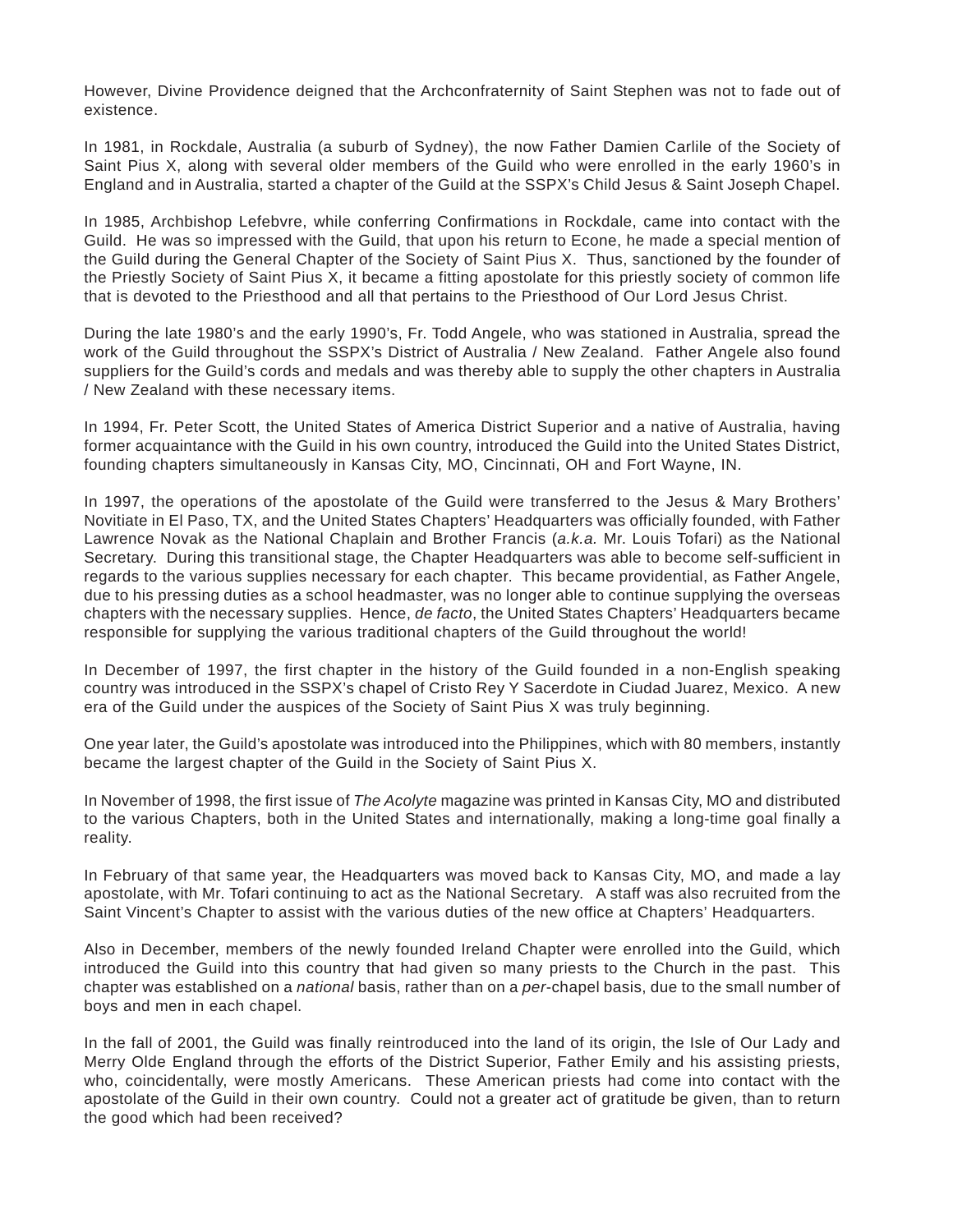However, Divine Providence deigned that the Archconfraternity of Saint Stephen was not to fade out of existence.

In 1981, in Rockdale, Australia (a suburb of Sydney), the now Father Damien Carlile of the Society of Saint Pius X, along with several older members of the Guild who were enrolled in the early 1960's in England and in Australia, started a chapter of the Guild at the SSPX's Child Jesus & Saint Joseph Chapel.

In 1985, Archbishop Lefebvre, while conferring Confirmations in Rockdale, came into contact with the Guild. He was so impressed with the Guild, that upon his return to Econe, he made a special mention of the Guild during the General Chapter of the Society of Saint Pius X. Thus, sanctioned by the founder of the Priestly Society of Saint Pius X, it became a fitting apostolate for this priestly society of common life that is devoted to the Priesthood and all that pertains to the Priesthood of Our Lord Jesus Christ.

During the late 1980's and the early 1990's, Fr. Todd Angele, who was stationed in Australia, spread the work of the Guild throughout the SSPX's District of Australia / New Zealand. Father Angele also found suppliers for the Guild's cords and medals and was thereby able to supply the other chapters in Australia / New Zealand with these necessary items.

In 1994, Fr. Peter Scott, the United States of America District Superior and a native of Australia, having former acquaintance with the Guild in his own country, introduced the Guild into the United States District, founding chapters simultaneously in Kansas City, MO, Cincinnati, OH and Fort Wayne, IN.

In 1997, the operations of the apostolate of the Guild were transferred to the Jesus & Mary Brothers' Novitiate in El Paso, TX, and the United States Chapters' Headquarters was officially founded, with Father Lawrence Novak as the National Chaplain and Brother Francis (*a.k.a.* Mr. Louis Tofari) as the National Secretary. During this transitional stage, the Chapter Headquarters was able to become self-sufficient in regards to the various supplies necessary for each chapter. This became providential, as Father Angele, due to his pressing duties as a school headmaster, was no longer able to continue supplying the overseas chapters with the necessary supplies. Hence, *de facto*, the United States Chapters' Headquarters became responsible for supplying the various traditional chapters of the Guild throughout the world!

In December of 1997, the first chapter in the history of the Guild founded in a non-English speaking country was introduced in the SSPX's chapel of Cristo Rey Y Sacerdote in Ciudad Juarez, Mexico. A new era of the Guild under the auspices of the Society of Saint Pius X was truly beginning.

One year later, the Guild's apostolate was introduced into the Philippines, which with 80 members, instantly became the largest chapter of the Guild in the Society of Saint Pius X.

In November of 1998, the first issue of *The Acolyte* magazine was printed in Kansas City, MO and distributed to the various Chapters, both in the United States and internationally, making a long-time goal finally a reality.

In February of that same year, the Headquarters was moved back to Kansas City, MO, and made a lay apostolate, with Mr. Tofari continuing to act as the National Secretary. A staff was also recruited from the Saint Vincent's Chapter to assist with the various duties of the new office at Chapters' Headquarters.

Also in December, members of the newly founded Ireland Chapter were enrolled into the Guild, which introduced the Guild into this country that had given so many priests to the Church in the past. This chapter was established on a *national* basis, rather than on a *per*-chapel basis, due to the small number of boys and men in each chapel.

In the fall of 2001, the Guild was finally reintroduced into the land of its origin, the Isle of Our Lady and Merry Olde England through the efforts of the District Superior, Father Emily and his assisting priests, who, coincidentally, were mostly Americans. These American priests had come into contact with the apostolate of the Guild in their own country. Could not a greater act of gratitude be given, than to return the good which had been received?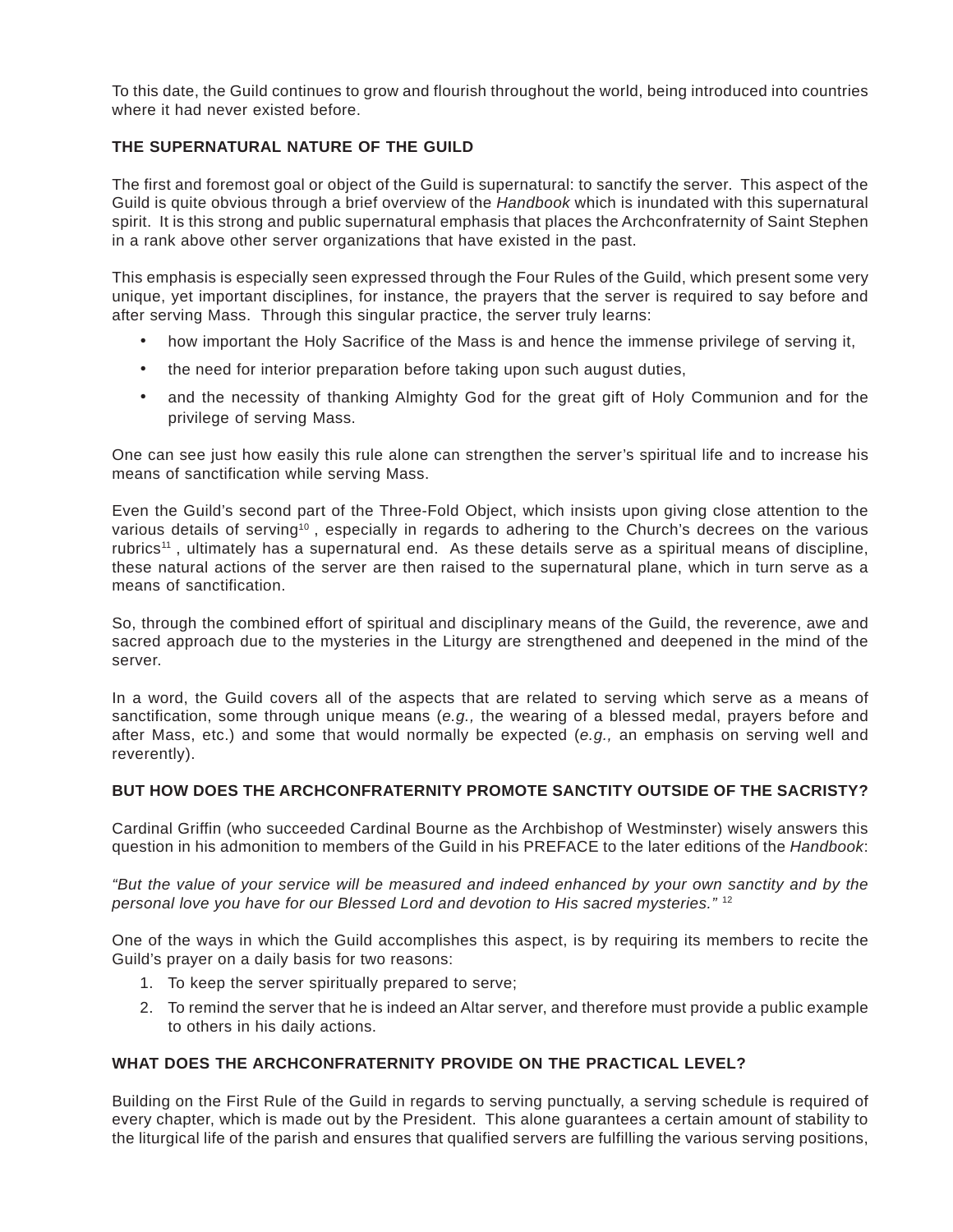To this date, the Guild continues to grow and flourish throughout the world, being introduced into countries where it had never existed before.

## THE SUPERNATURAL NATURE OF THE GUILD

The first and foremost goal or object of the Guild is supernatural: to sanctify the server. This aspect of the Guild is quite obvious through a brief overview of the *Handbook* which is inundated with this supernatural spirit. It is this strong and public supernatural emphasis that places the Archconfraternity of Saint Stephen in a rank above other server organizations that have existed in the past.

This emphasis is especially seen expressed through the Four Rules of the Guild, which present some very unique, yet important disciplines, for instance, the prayers that the server is required to say before and after serving Mass. Through this singular practice, the server truly learns:

- how important the Holy Sacrifice of the Mass is and hence the immense privilege of serving it,
- the need for interior preparation before taking upon such august duties,
- and the necessity of thanking Almighty God for the great gift of Holy Communion and for the privilege of serving Mass.

One can see just how easily this rule alone can strengthen the server's spiritual life and to increase his means of sanctification while serving Mass.

Even the Guild's second part of the Three-Fold Object, which insists upon giving close attention to the various details of serving[10] , especially in regards to adhering to the Church's decrees on the various rubrics[11] , ultimately has a supernatural end. As these details serve as a spiritual means of discipline, these natural actions of the server are then raised to the supernatural plane, which in turn serve as a means of sanctification.

So, through the combined effort of spiritual and disciplinary means of the Guild, the reverence, awe and sacred approach due to the mysteries in the Liturgy are strengthened and deepened in the mind of the server.

In a word, the Guild covers all of the aspects that are related to serving which serve as a means of sanctification, some through unique means (*e.g.,* the wearing of a blessed medal, prayers before and after Mass, etc.) and some that would normally be expected (*e.g.,* an emphasis on serving well and reverently).

## BUT HOW DOES THE ARCHCONFRATERNITY PROMOTE SANCTITY OUTSIDE OF THE SACRISTY?

Cardinal Griffin (who succeeded Cardinal Bourne as the Archbishop of Westminster) wisely answers this question in his admonition to members of the Guild in his PREFACE to the later editions of the *Handbook*:

*"But the value of your service will be measured and indeed enhanced by your own sanctity and by the personal love you have for our Blessed Lord and devotion to His sacred mysteries."* [12]

One of the ways in which the Guild accomplishes this aspect, is by requiring its members to recite the Guild's prayer on a daily basis for two reasons:

1. To keep the server spiritually prepared to serve;
2. To remind the server that he is indeed an Altar server, and therefore must provide a public example to others in his daily actions.

## WHAT DOES THE ARCHCONFRATERNITY PROVIDE ON THE PRACTICAL LEVEL?

Building on the First Rule of the Guild in regards to serving punctually, a serving schedule is required of every chapter, which is made out by the President. This alone guarantees a certain amount of stability to the liturgical life of the parish and ensures that qualified servers are fulfilling the various serving positions,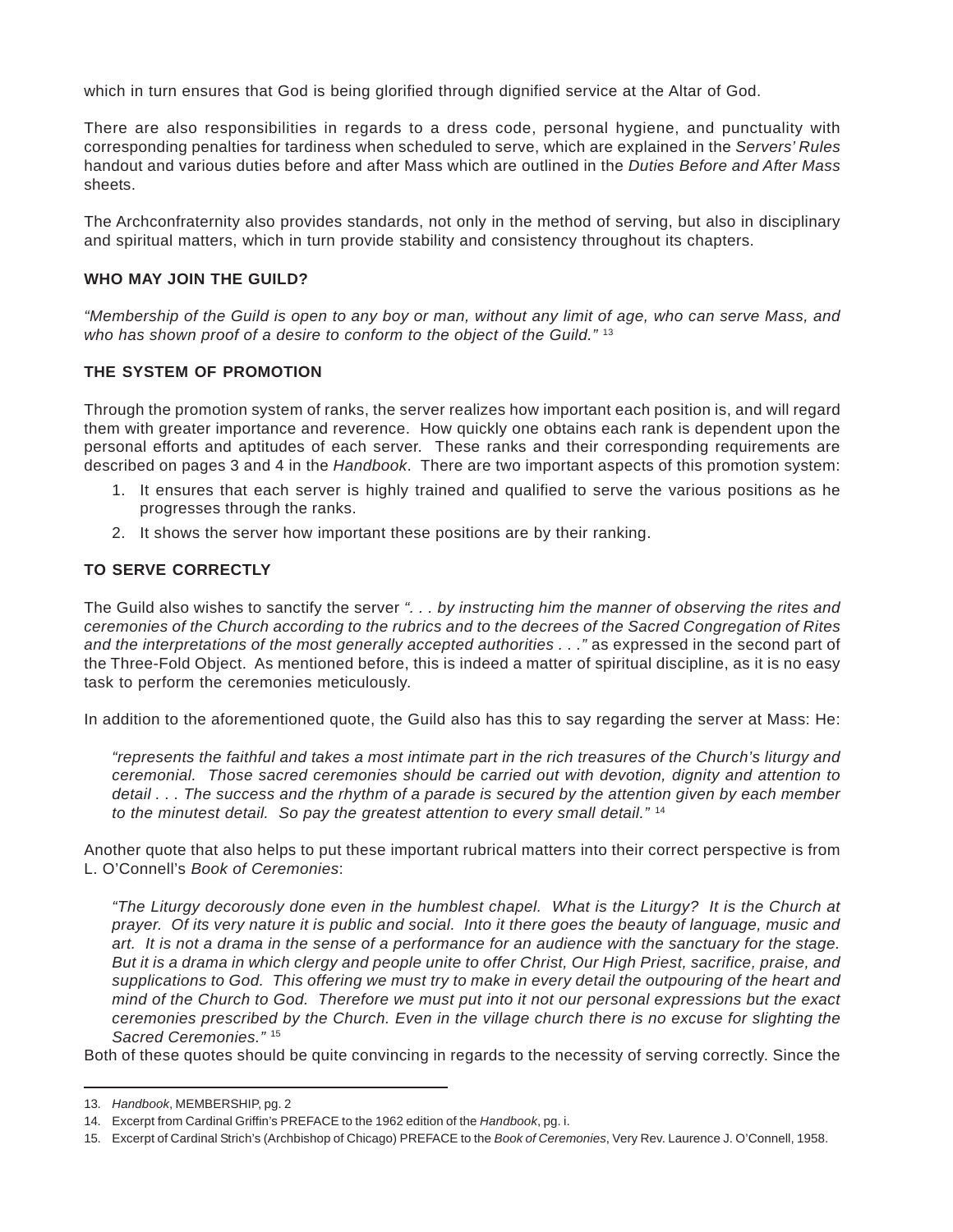which in turn ensures that God is being glorified through dignified service at the Altar of God.

There are also responsibilities in regards to a dress code, personal hygiene, and punctuality with corresponding penalties for tardiness when scheduled to serve, which are explained in the *Servers' Rules* handout and various duties before and after Mass which are outlined in the *Duties Before and After Mass* sheets.

The Archconfraternity also provides standards, not only in the method of serving, but also in disciplinary and spiritual matters, which in turn provide stability and consistency throughout its chapters.

**WHO MAY JOIN THE GUILD?**

*"Membership of the Guild is open to any boy or man, without any limit of age, who can serve Mass, and who has shown proof of a desire to conform to the object of the Guild."* [13]

**THE SYSTEM OF PROMOTION**

Through the promotion system of ranks, the server realizes how important each position is, and will regard them with greater importance and reverence. How quickly one obtains each rank is dependent upon the personal efforts and aptitudes of each server. These ranks and their corresponding requirements are described on pages 3 and 4 in the *Handbook*. There are two important aspects of this promotion system:

1. It ensures that each server is highly trained and qualified to serve the various positions as he progresses through the ranks.
2. It shows the server how important these positions are by their ranking.

**TO SERVE CORRECTLY**

The Guild also wishes to sanctify the server *". . . by instructing him the manner of observing the rites and ceremonies of the Church according to the rubrics and to the decrees of the Sacred Congregation of Rites and the interpretations of the most generally accepted authorities . . ."* as expressed in the second part of the Three-Fold Object. As mentioned before, this is indeed a matter of spiritual discipline, as it is no easy task to perform the ceremonies meticulously.

In addition to the aforementioned quote, the Guild also has this to say regarding the server at Mass: He:

> *"represents the faithful and takes a most intimate part in the rich treasures of the Church's liturgy and ceremonial. Those sacred ceremonies should be carried out with devotion, dignity and attention to detail . . . The success and the rhythm of a parade is secured by the attention given by each member to the minutest detail. So pay the greatest attention to every small detail."* [14]

Another quote that also helps to put these important rubrical matters into their correct perspective is from L. O'Connell's *Book of Ceremonies*:

> *"The Liturgy decorously done even in the humblest chapel. What is the Liturgy? It is the Church at prayer. Of its very nature it is public and social. Into it there goes the beauty of language, music and art. It is not a drama in the sense of a performance for an audience with the sanctuary for the stage. But it is a drama in which clergy and people unite to offer Christ, Our High Priest, sacrifice, praise, and supplications to God. This offering we must try to make in every detail the outpouring of the heart and mind of the Church to God. Therefore we must put into it not our personal expressions but the exact ceremonies prescribed by the Church. Even in the village church there is no excuse for slighting the Sacred Ceremonies."* [15]

Both of these quotes should be quite convincing in regards to the necessity of serving correctly. Since the

---

13. *Handbook*, MEMBERSHIP, pg. 2
14. Excerpt from Cardinal Griffin's PREFACE to the 1962 edition of the *Handbook*, pg. i.
15. Excerpt of Cardinal Strich's (Archbishop of Chicago) PREFACE to the *Book of Ceremonies*, Very Rev. Laurence J. O'Connell, 1958.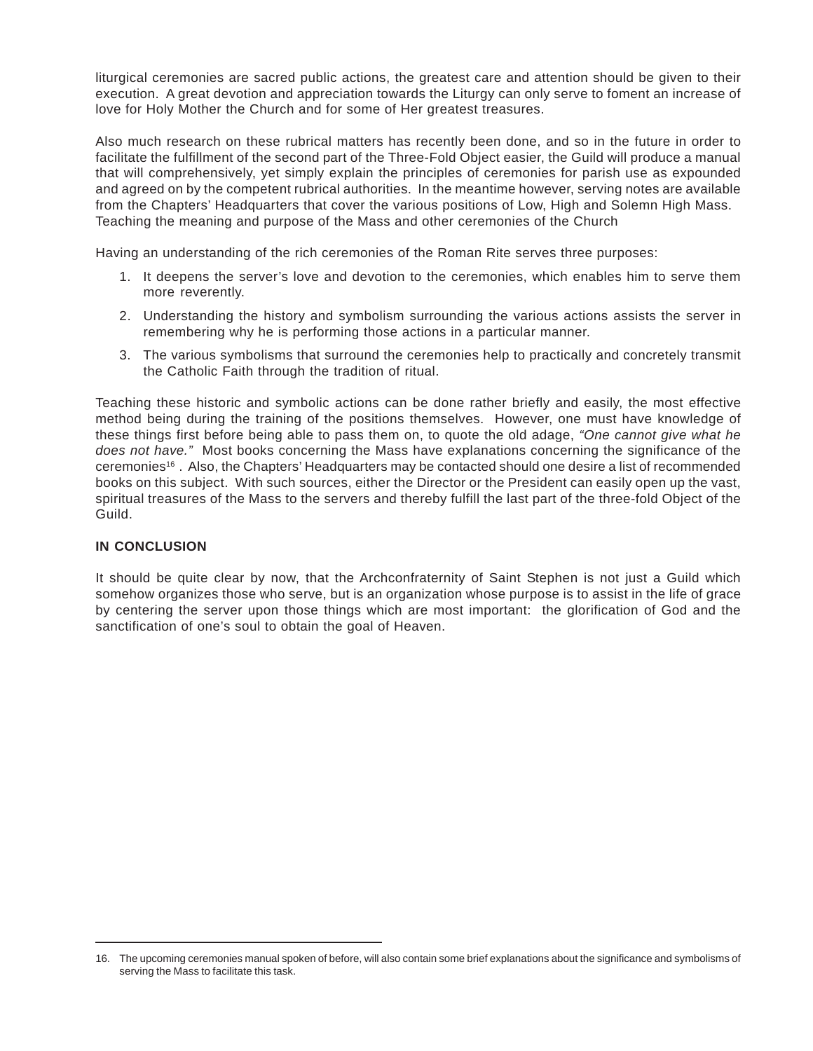liturgical ceremonies are sacred public actions, the greatest care and attention should be given to their execution. A great devotion and appreciation towards the Liturgy can only serve to foment an increase of love for Holy Mother the Church and for some of Her greatest treasures.

Also much research on these rubrical matters has recently been done, and so in the future in order to facilitate the fulfillment of the second part of the Three-Fold Object easier, the Guild will produce a manual that will comprehensively, yet simply explain the principles of ceremonies for parish use as expounded and agreed on by the competent rubrical authorities. In the meantime however, serving notes are available from the Chapters' Headquarters that cover the various positions of Low, High and Solemn High Mass.
Teaching the meaning and purpose of the Mass and other ceremonies of the Church

Having an understanding of the rich ceremonies of the Roman Rite serves three purposes:

1. It deepens the server's love and devotion to the ceremonies, which enables him to serve them more reverently.
2. Understanding the history and symbolism surrounding the various actions assists the server in remembering why he is performing those actions in a particular manner.
3. The various symbolisms that surround the ceremonies help to practically and concretely transmit the Catholic Faith through the tradition of ritual.

Teaching these historic and symbolic actions can be done rather briefly and easily, the most effective method being during the training of the positions themselves. However, one must have knowledge of these things first before being able to pass them on, to quote the old adage, *"One cannot give what he does not have."* Most books concerning the Mass have explanations concerning the significance of the ceremonies[16] . Also, the Chapters' Headquarters may be contacted should one desire a list of recommended books on this subject. With such sources, either the Director or the President can easily open up the vast, spiritual treasures of the Mass to the servers and thereby fulfill the last part of the three-fold Object of the Guild.

**IN CONCLUSION**

It should be quite clear by now, that the Archconfraternity of Saint Stephen is not just a Guild which somehow organizes those who serve, but is an organization whose purpose is to assist in the life of grace by centering the server upon those things which are most important: the glorification of God and the sanctification of one's soul to obtain the goal of Heaven.

---

16. The upcoming ceremonies manual spoken of before, will also contain some brief explanations about the significance and symbolisms of serving the Mass to facilitate this task.